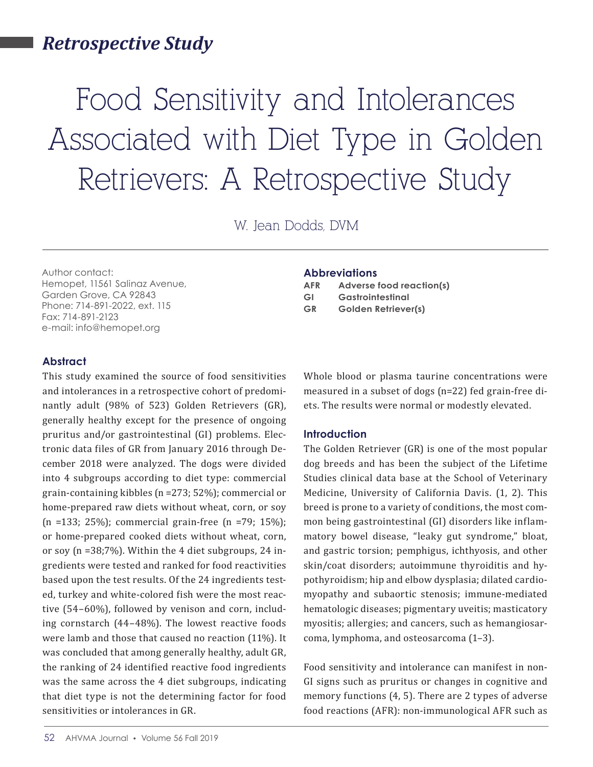*Retrospective Study*

# Food Sensitivity and Intolerances Associated with Diet Type in Golden Retrievers: A Retrospective Study

W. Jean Dodds, DVM

Author contact:
Hemopet, 11561 Salinaz Avenue,
Garden Grove, CA 92843
Phone: 714-891-2022, ext. 115
Fax: 714-891-2123
e-mail: info@hemopet.org

### Abbreviations

| | |
|---|---|
| **AFR** | **Adverse food reaction(s)** |
| **GI** | **Gastrointestinal** |
| **GR** | **Golden Retriever(s)** |

## Abstract

This study examined the source of food sensitivities and intolerances in a retrospective cohort of predominantly adult (98% of 523) Golden Retrievers (GR), generally healthy except for the presence of ongoing pruritus and/or gastrointestinal (GI) problems. Electronic data files of GR from January 2016 through December 2018 were analyzed. The dogs were divided into 4 subgroups according to diet type: commercial grain-containing kibbles (n =273; 52%); commercial or home-prepared raw diets without wheat, corn, or soy (n =133; 25%); commercial grain-free (n =79; 15%); or home-prepared cooked diets without wheat, corn, or soy (n =38;7%). Within the 4 diet subgroups, 24 ingredients were tested and ranked for food reactivities based upon the test results. Of the 24 ingredients tested, turkey and white-colored fish were the most reactive (54–60%), followed by venison and corn, including cornstarch (44–48%). The lowest reactive foods were lamb and those that caused no reaction (11%). It was concluded that among generally healthy, adult GR, the ranking of 24 identified reactive food ingredients was the same across the 4 diet subgroups, indicating that diet type is not the determining factor for food sensitivities or intolerances in GR.

Whole blood or plasma taurine concentrations were measured in a subset of dogs (n=22) fed grain-free diets. The results were normal or modestly elevated.

## Introduction

The Golden Retriever (GR) is one of the most popular dog breeds and has been the subject of the Lifetime Studies clinical data base at the School of Veterinary Medicine, University of California Davis. (1, 2). This breed is prone to a variety of conditions, the most common being gastrointestinal (GI) disorders like inflammatory bowel disease, "leaky gut syndrome," bloat, and gastric torsion; pemphigus, ichthyosis, and other skin/coat disorders; autoimmune thyroiditis and hypothyroidism; hip and elbow dysplasia; dilated cardiomyopathy and subaortic stenosis; immune-mediated hematologic diseases; pigmentary uveitis; masticatory myositis; allergies; and cancers, such as hemangiosarcoma, lymphoma, and osteosarcoma (1–3).

Food sensitivity and intolerance can manifest in non-GI signs such as pruritus or changes in cognitive and memory functions (4, 5). There are 2 types of adverse food reactions (AFR): non-immunological AFR such as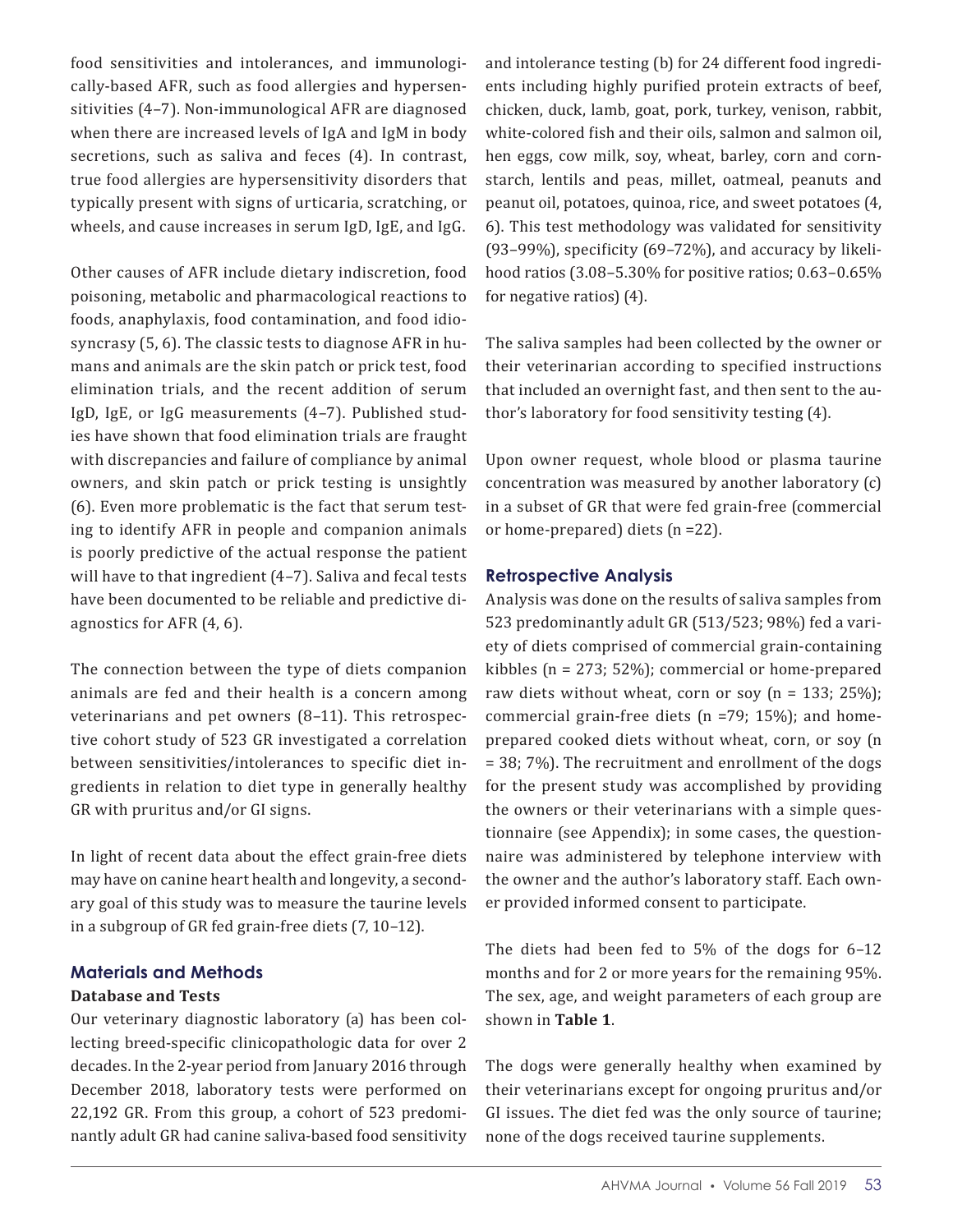food sensitivities and intolerances, and immunologically-based AFR, such as food allergies and hypersensitivities (4–7). Non-immunological AFR are diagnosed when there are increased levels of IgA and IgM in body secretions, such as saliva and feces (4). In contrast, true food allergies are hypersensitivity disorders that typically present with signs of urticaria, scratching, or wheels, and cause increases in serum IgD, IgE, and IgG.

Other causes of AFR include dietary indiscretion, food poisoning, metabolic and pharmacological reactions to foods, anaphylaxis, food contamination, and food idiosyncrasy (5, 6). The classic tests to diagnose AFR in humans and animals are the skin patch or prick test, food elimination trials, and the recent addition of serum IgD, IgE, or IgG measurements (4–7). Published studies have shown that food elimination trials are fraught with discrepancies and failure of compliance by animal owners, and skin patch or prick testing is unsightly (6). Even more problematic is the fact that serum testing to identify AFR in people and companion animals is poorly predictive of the actual response the patient will have to that ingredient (4–7). Saliva and fecal tests have been documented to be reliable and predictive diagnostics for AFR (4, 6).

The connection between the type of diets companion animals are fed and their health is a concern among veterinarians and pet owners (8–11). This retrospective cohort study of 523 GR investigated a correlation between sensitivities/intolerances to specific diet ingredients in relation to diet type in generally healthy GR with pruritus and/or GI signs.

In light of recent data about the effect grain-free diets may have on canine heart health and longevity, a secondary goal of this study was to measure the taurine levels in a subgroup of GR fed grain-free diets (7, 10–12).

## Materials and Methods

### Database and Tests

Our veterinary diagnostic laboratory (a) has been collecting breed-specific clinicopathologic data for over 2 decades. In the 2-year period from January 2016 through December 2018, laboratory tests were performed on 22,192 GR. From this group, a cohort of 523 predominantly adult GR had canine saliva-based food sensitivity and intolerance testing (b) for 24 different food ingredients including highly purified protein extracts of beef, chicken, duck, lamb, goat, pork, turkey, venison, rabbit, white-colored fish and their oils, salmon and salmon oil, hen eggs, cow milk, soy, wheat, barley, corn and cornstarch, lentils and peas, millet, oatmeal, peanuts and peanut oil, potatoes, quinoa, rice, and sweet potatoes (4, 6). This test methodology was validated for sensitivity (93–99%), specificity (69–72%), and accuracy by likelihood ratios (3.08–5.30% for positive ratios; 0.63–0.65% for negative ratios) (4).

The saliva samples had been collected by the owner or their veterinarian according to specified instructions that included an overnight fast, and then sent to the author's laboratory for food sensitivity testing (4).

Upon owner request, whole blood or plasma taurine concentration was measured by another laboratory (c) in a subset of GR that were fed grain-free (commercial or home-prepared) diets (n =22).

### Retrospective Analysis

Analysis was done on the results of saliva samples from 523 predominantly adult GR (513/523; 98%) fed a variety of diets comprised of commercial grain-containing kibbles (n = 273; 52%); commercial or home-prepared raw diets without wheat, corn or soy (n = 133; 25%); commercial grain-free diets (n =79; 15%); and home-prepared cooked diets without wheat, corn, or soy (n = 38; 7%). The recruitment and enrollment of the dogs for the present study was accomplished by providing the owners or their veterinarians with a simple questionnaire (see Appendix); in some cases, the questionnaire was administered by telephone interview with the owner and the author's laboratory staff. Each owner provided informed consent to participate.

The diets had been fed to 5% of the dogs for 6–12 months and for 2 or more years for the remaining 95%. The sex, age, and weight parameters of each group are shown in **Table 1**.

The dogs were generally healthy when examined by their veterinarians except for ongoing pruritus and/or GI issues. The diet fed was the only source of taurine; none of the dogs received taurine supplements.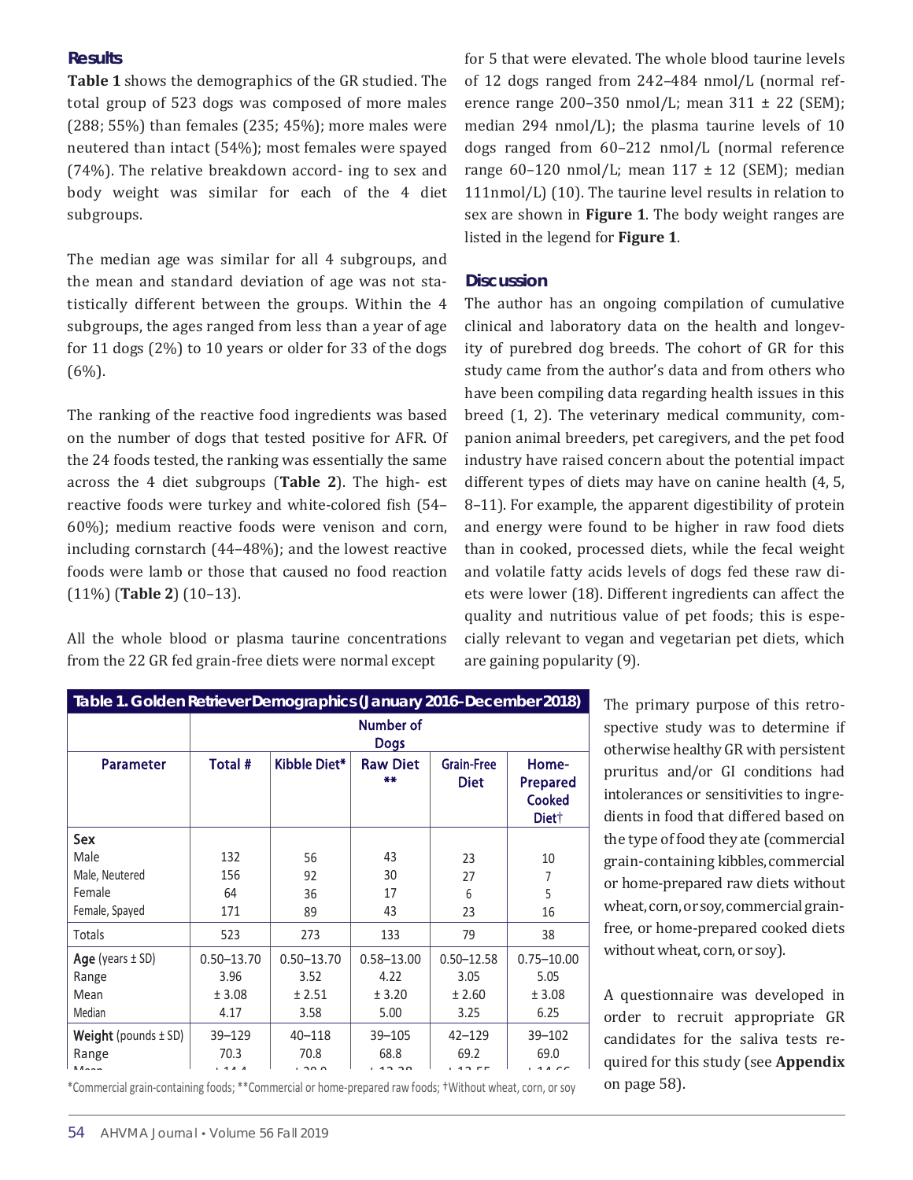## Results

**Table 1** shows the demographics of the GR studied. The total group of 523 dogs was composed of more males (288; 55%) than females (235; 45%); more males were neutered than intact (54%); most females were spayed (74%). The relative breakdown accord- ing to sex and body weight was similar for each of the 4 diet subgroups.

The median age was similar for all 4 subgroups, and the mean and standard deviation of age was not statistically different between the groups. Within the 4 subgroups, the ages ranged from less than a year of age for 11 dogs (2%) to 10 years or older for 33 of the dogs (6%).

The ranking of the reactive food ingredients was based on the number of dogs that tested positive for AFR. Of the 24 foods tested, the ranking was essentially the same across the 4 diet subgroups (**Table 2**). The high- est reactive foods were turkey and white-colored fish (54–60%); medium reactive foods were venison and corn, including cornstarch (44–48%); and the lowest reactive foods were lamb or those that caused no food reaction (11%) (**Table 2**) (10–13).

All the whole blood or plasma taurine concentrations from the 22 GR fed grain-free diets were normal except for 5 that were elevated. The whole blood taurine levels of 12 dogs ranged from 242–484 nmol/L (normal reference range 200–350 nmol/L; mean 311 ± 22 (SEM); median 294 nmol/L); the plasma taurine levels of 10 dogs ranged from 60–212 nmol/L (normal reference range 60–120 nmol/L; mean 117 ± 12 (SEM); median 111nmol/L) (10). The taurine level results in relation to sex are shown in **Figure 1**. The body weight ranges are listed in the legend for **Figure 1**.

## Discussion

The author has an ongoing compilation of cumulative clinical and laboratory data on the health and longevity of purebred dog breeds. The cohort of GR for this study came from the author's data and from others who have been compiling data regarding health issues in this breed (1, 2). The veterinary medical community, companion animal breeders, pet caregivers, and the pet food industry have raised concern about the potential impact different types of diets may have on canine health (4, 5, 8–11). For example, the apparent digestibility of protein and energy were found to be higher in raw food diets than in cooked, processed diets, while the fecal weight and volatile fatty acids levels of dogs fed these raw diets were lower (18). Different ingredients can affect the quality and nutritious value of pet foods; this is especially relevant to vegan and vegetarian pet diets, which are gaining popularity (9).

**Table 1. Golden Retriever Demographics (January 2016–December 2018)**

| | Number of Dogs | | | | |
|---|---|---|---|---|---|
| **Parameter** | **Total #** | **Kibble Diet*** | **Raw Diet ** ** | **Grain-Free Diet** | **Home-Prepared Cooked Diet†** |
| **Sex** | | | | | |
| Male | 132 | 56 | 43 | 23 | 10 |
| Male, Neutered | 156 | 92 | 30 | 27 | 7 |
| Female | 64 | 36 | 17 | 6 | 5 |
| Female, Spayed | 171 | 89 | 43 | 23 | 16 |
| Totals | 523 | 273 | 133 | 79 | 38 |
| **Age** (years ± SD) | | | | | |
| Range | 0.50–13.70 | 0.50–13.70 | 0.58–13.00 | 0.50–12.58 | 0.75–10.00 |
| Mean | 3.96 ± 3.08 | 3.52 ± 2.51 | 4.22 ± 3.20 | 3.05 ± 2.60 | 5.05 ± 3.08 |
| Median | 4.17 | 3.58 | 5.00 | 3.25 | 6.25 |
| **Weight** (pounds ± SD) | | | | | |
| Range | 39–129 | 40–118 | 39–105 | 42–129 | 39–102 |
| Mean | 70.3 ± 14.4 | 70.8 ± 20.0 | 68.8 ± 13.38 | 69.2 ± 13.55 | 69.0 ± 14.66 |

*Commercial grain-containing foods; **Commercial or home-prepared raw foods; †Without wheat, corn, or soy

The primary purpose of this retrospective study was to determine if otherwise healthy GR with persistent pruritus and/or GI conditions had intolerances or sensitivities to ingredients in food that differed based on the type of food they ate (commercial grain-containing kibbles, commercial or home-prepared raw diets without wheat, corn, or soy, commercial grain-free, or home-prepared cooked diets without wheat, corn, or soy).

A questionnaire was developed in order to recruit appropriate GR candidates for the saliva tests required for this study (see **Appendix** on page 58).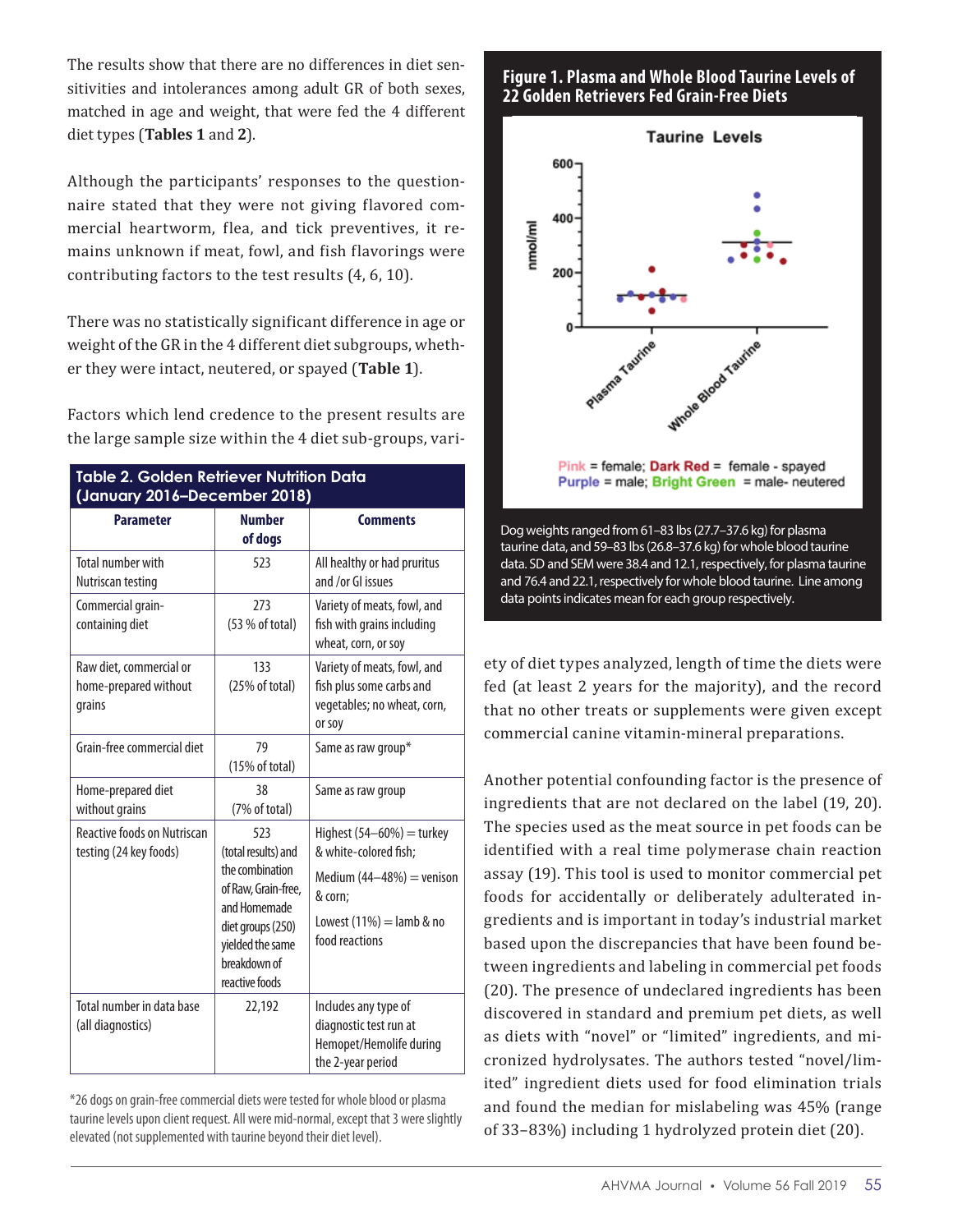The results show that there are no differences in diet sensitivities and intolerances among adult GR of both sexes, matched in age and weight, that were fed the 4 different diet types (**Tables 1** and **2**).

Although the participants' responses to the questionnaire stated that they were not giving flavored commercial heartworm, flea, and tick preventives, it remains unknown if meat, fowl, and fish flavorings were contributing factors to the test results (4, 6, 10).

There was no statistically significant difference in age or weight of the GR in the 4 different diet subgroups, whether they were intact, neutered, or spayed (**Table 1**).

Factors which lend credence to the present results are the large sample size within the 4 diet sub-groups, variety of diet types analyzed, length of time the diets were fed (at least 2 years for the majority), and the record that no other treats or supplements were given except commercial canine vitamin-mineral preparations.

**Table 2. Golden Retriever Nutrition Data (January 2016–December 2018)**

| Parameter | Number of dogs | Comments |
|---|---|---|
| Total number with Nutriscan testing | 523 | All healthy or had pruritus and /or GI issues |
| Commercial grain-containing diet | 273 (53 % of total) | Variety of meats, fowl, and fish with grains including wheat, corn, or soy |
| Raw diet, commercial or home-prepared without grains | 133 (25% of total) | Variety of meats, fowl, and fish plus some carbs and vegetables; no wheat, corn, or soy |
| Grain-free commercial diet | 79 (15% of total) | Same as raw group* |
| Home-prepared diet without grains | 38 (7% of total) | Same as raw group |
| Reactive foods on Nutriscan testing (24 key foods) | 523 (total results) and the combination of Raw, Grain-free, and Homemade diet groups (250) yielded the same breakdown of reactive foods | Highest (54–60%) = turkey & white-colored fish; Medium (44–48%) = venison & corn; Lowest (11%) = lamb & no food reactions |
| Total number in data base (all diagnostics) | 22,192 | Includes any type of diagnostic test run at Hemopet/Hemolife during the 2-year period |

*26 dogs on grain-free commercial diets were tested for whole blood or plasma taurine levels upon client request. All were mid-normal, except that 3 were slightly elevated (not supplemented with taurine beyond their diet level).

**Figure 1. Plasma and Whole Blood Taurine Levels of 22 Golden Retrievers Fed Grain-Free Diets**

Pink = female; Dark Red = female - spayed
Purple = male; Bright Green = male- neutered

Dog weights ranged from 61–83 lbs (27.7–37.6 kg) for plasma taurine data, and 59–83 lbs (26.8–37.6 kg) for whole blood taurine data. SD and SEM were 38.4 and 12.1, respectively, for plasma taurine and 76.4 and 22.1, respectively for whole blood taurine. Line among data points indicates mean for each group respectively.

Another potential confounding factor is the presence of ingredients that are not declared on the label (19, 20). The species used as the meat source in pet foods can be identified with a real time polymerase chain reaction assay (19). This tool is used to monitor commercial pet foods for accidentally or deliberately adulterated ingredients and is important in today's industrial market based upon the discrepancies that have been found between ingredients and labeling in commercial pet foods (20). The presence of undeclared ingredients has been discovered in standard and premium pet diets, as well as diets with "novel" or "limited" ingredients, and micronized hydrolysates. The authors tested "novel/limited" ingredient diets used for food elimination trials and found the median for mislabeling was 45% (range of 33–83%) including 1 hydrolyzed protein diet (20).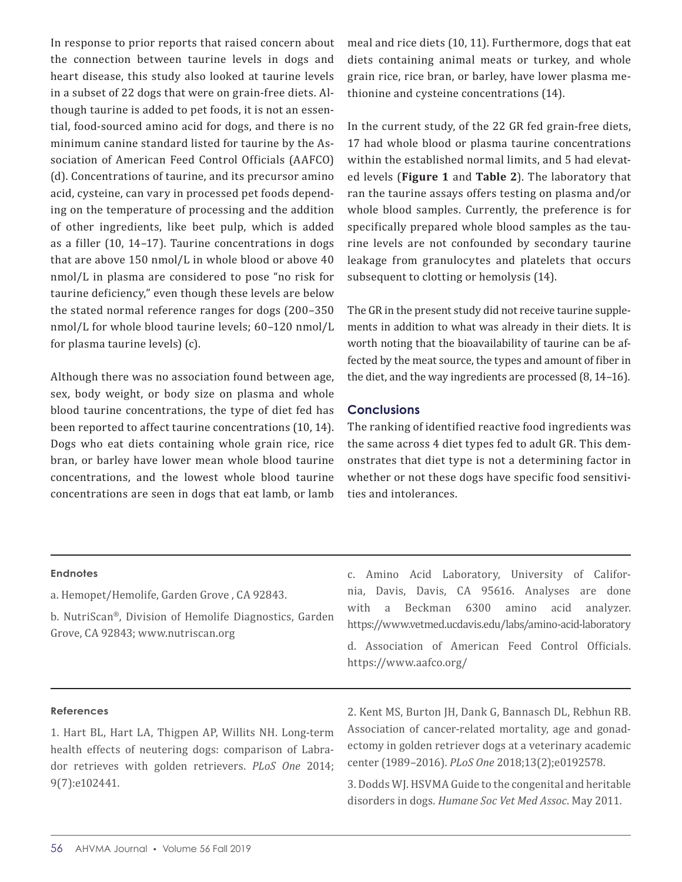In response to prior reports that raised concern about the connection between taurine levels in dogs and heart disease, this study also looked at taurine levels in a subset of 22 dogs that were on grain-free diets. Although taurine is added to pet foods, it is not an essential, food-sourced amino acid for dogs, and there is no minimum canine standard listed for taurine by the Association of American Feed Control Officials (AAFCO) (d). Concentrations of taurine, and its precursor amino acid, cysteine, can vary in processed pet foods depending on the temperature of processing and the addition of other ingredients, like beet pulp, which is added as a filler (10, 14–17). Taurine concentrations in dogs that are above 150 nmol/L in whole blood or above 40 nmol/L in plasma are considered to pose "no risk for taurine deficiency," even though these levels are below the stated normal reference ranges for dogs (200–350 nmol/L for whole blood taurine levels; 60–120 nmol/L for plasma taurine levels) (c).

Although there was no association found between age, sex, body weight, or body size on plasma and whole blood taurine concentrations, the type of diet fed has been reported to affect taurine concentrations (10, 14). Dogs who eat diets containing whole grain rice, rice bran, or barley have lower mean whole blood taurine concentrations, and the lowest whole blood taurine concentrations are seen in dogs that eat lamb, or lamb meal and rice diets (10, 11). Furthermore, dogs that eat diets containing animal meats or turkey, and whole grain rice, rice bran, or barley, have lower plasma methionine and cysteine concentrations (14).

In the current study, of the 22 GR fed grain-free diets, 17 had whole blood or plasma taurine concentrations within the established normal limits, and 5 had elevated levels (**Figure 1** and **Table 2**). The laboratory that ran the taurine assays offers testing on plasma and/or whole blood samples. Currently, the preference is for specifically prepared whole blood samples as the taurine levels are not confounded by secondary taurine leakage from granulocytes and platelets that occurs subsequent to clotting or hemolysis (14).

The GR in the present study did not receive taurine supplements in addition to what was already in their diets. It is worth noting that the bioavailability of taurine can be affected by the meat source, the types and amount of fiber in the diet, and the way ingredients are processed (8, 14–16).

## Conclusions

The ranking of identified reactive food ingredients was the same across 4 diet types fed to adult GR. This demonstrates that diet type is not a determining factor in whether or not these dogs have specific food sensitivities and intolerances.

### Endnotes

a. Hemopet/Hemolife, Garden Grove , CA 92843.

b. NutriScan®, Division of Hemolife Diagnostics, Garden Grove, CA 92843; www.nutriscan.org

c. Amino Acid Laboratory, University of California, Davis, Davis, CA 95616. Analyses are done with a Beckman 6300 amino acid analyzer. https://www.vetmed.ucdavis.edu/labs/amino-acid-laboratory

d. Association of American Feed Control Officials. https://www.aafco.org/

### References

1. Hart BL, Hart LA, Thigpen AP, Willits NH. Long-term health effects of neutering dogs: comparison of Labrador retrieves with golden retrievers. *PLoS One* 2014; 9(7):e102441.

2. Kent MS, Burton JH, Dank G, Bannasch DL, Rebhun RB. Association of cancer-related mortality, age and gonadectomy in golden retriever dogs at a veterinary academic center (1989–2016). *PLoS One* 2018;13(2);e0192578.

3. Dodds WJ. HSVMA Guide to the congenital and heritable disorders in dogs. *Humane Soc Vet Med Assoc*. May 2011.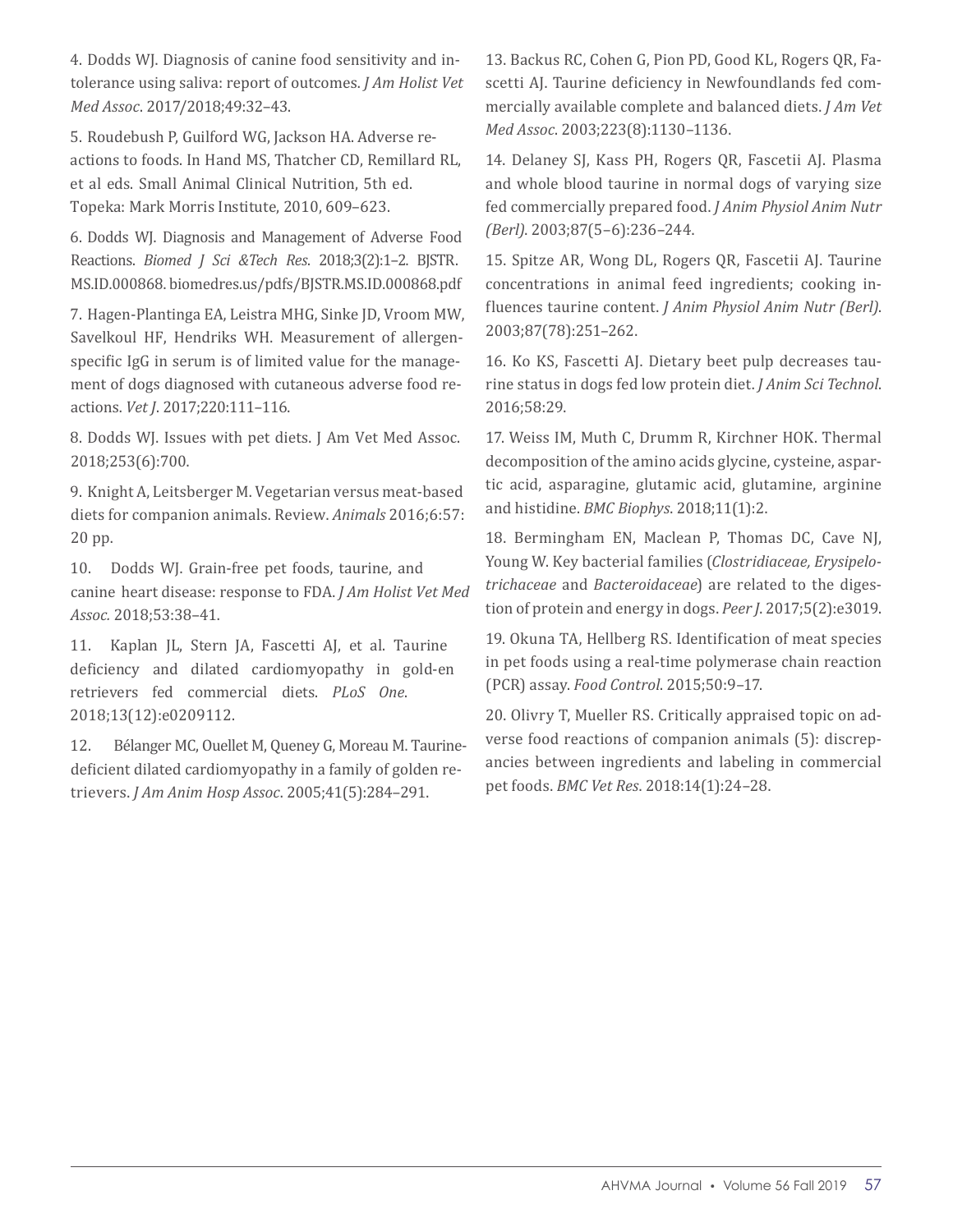4. Dodds WJ. Diagnosis of canine food sensitivity and intolerance using saliva: report of outcomes. *J Am Holist Vet Med Assoc*. 2017/2018;49:32–43.

5. Roudebush P, Guilford WG, Jackson HA. Adverse reactions to foods. In Hand MS, Thatcher CD, Remillard RL, et al eds. Small Animal Clinical Nutrition, 5th ed. Topeka: Mark Morris Institute, 2010, 609–623.

6. Dodds WJ. Diagnosis and Management of Adverse Food Reactions. *Biomed J Sci &Tech Res*. 2018;3(2):1–2. BJSTR. MS.ID.000868. biomedres.us/pdfs/BJSTR.MS.ID.000868.pdf

7. Hagen-Plantinga EA, Leistra MHG, Sinke JD, Vroom MW, Savelkoul HF, Hendriks WH. Measurement of allergen-specific IgG in serum is of limited value for the management of dogs diagnosed with cutaneous adverse food reactions. *Vet J*. 2017;220:111–116.

8. Dodds WJ. Issues with pet diets. J Am Vet Med Assoc. 2018;253(6):700.

9. Knight A, Leitsberger M. Vegetarian versus meat-based diets for companion animals. Review. *Animals* 2016;6:57: 20 pp.

10. Dodds WJ. Grain-free pet foods, taurine, and canine heart disease: response to FDA. *J Am Holist Vet Med Assoc.* 2018;53:38–41.

11. Kaplan JL, Stern JA, Fascetti AJ, et al. Taurine deficiency and dilated cardiomyopathy in gold-en retrievers fed commercial diets. *PLoS One*. 2018;13(12):e0209112.

12. Bélanger MC, Ouellet M, Queney G, Moreau M. Taurine-deficient dilated cardiomyopathy in a family of golden retrievers. *J Am Anim Hosp Assoc*. 2005;41(5):284–291.

13. Backus RC, Cohen G, Pion PD, Good KL, Rogers QR, Fascetti AJ. Taurine deficiency in Newfoundlands fed commercially available complete and balanced diets. *J Am Vet Med Assoc*. 2003;223(8):1130–1136.

14. Delaney SJ, Kass PH, Rogers QR, Fascetii AJ. Plasma and whole blood taurine in normal dogs of varying size fed commercially prepared food. *J Anim Physiol Anim Nutr (Berl)*. 2003;87(5–6):236–244.

15. Spitze AR, Wong DL, Rogers QR, Fascetii AJ. Taurine concentrations in animal feed ingredients; cooking influences taurine content. *J Anim Physiol Anim Nutr (Berl)*. 2003;87(78):251–262.

16. Ko KS, Fascetti AJ. Dietary beet pulp decreases taurine status in dogs fed low protein diet. *J Anim Sci Technol*. 2016;58:29.

17. Weiss IM, Muth C, Drumm R, Kirchner HOK. Thermal decomposition of the amino acids glycine, cysteine, aspartic acid, asparagine, glutamic acid, glutamine, arginine and histidine. *BMC Biophys*. 2018;11(1):2.

18. Bermingham EN, Maclean P, Thomas DC, Cave NJ, Young W. Key bacterial families (*Clostridiaceae, Erysipelotrichaceae* and *Bacteroidaceae*) are related to the digestion of protein and energy in dogs. *Peer J*. 2017;5(2):e3019.

19. Okuna TA, Hellberg RS. Identification of meat species in pet foods using a real-time polymerase chain reaction (PCR) assay. *Food Control*. 2015;50:9–17.

20. Olivry T, Mueller RS. Critically appraised topic on adverse food reactions of companion animals (5): discrepancies between ingredients and labeling in commercial pet foods. *BMC Vet Res*. 2018:14(1):24–28.